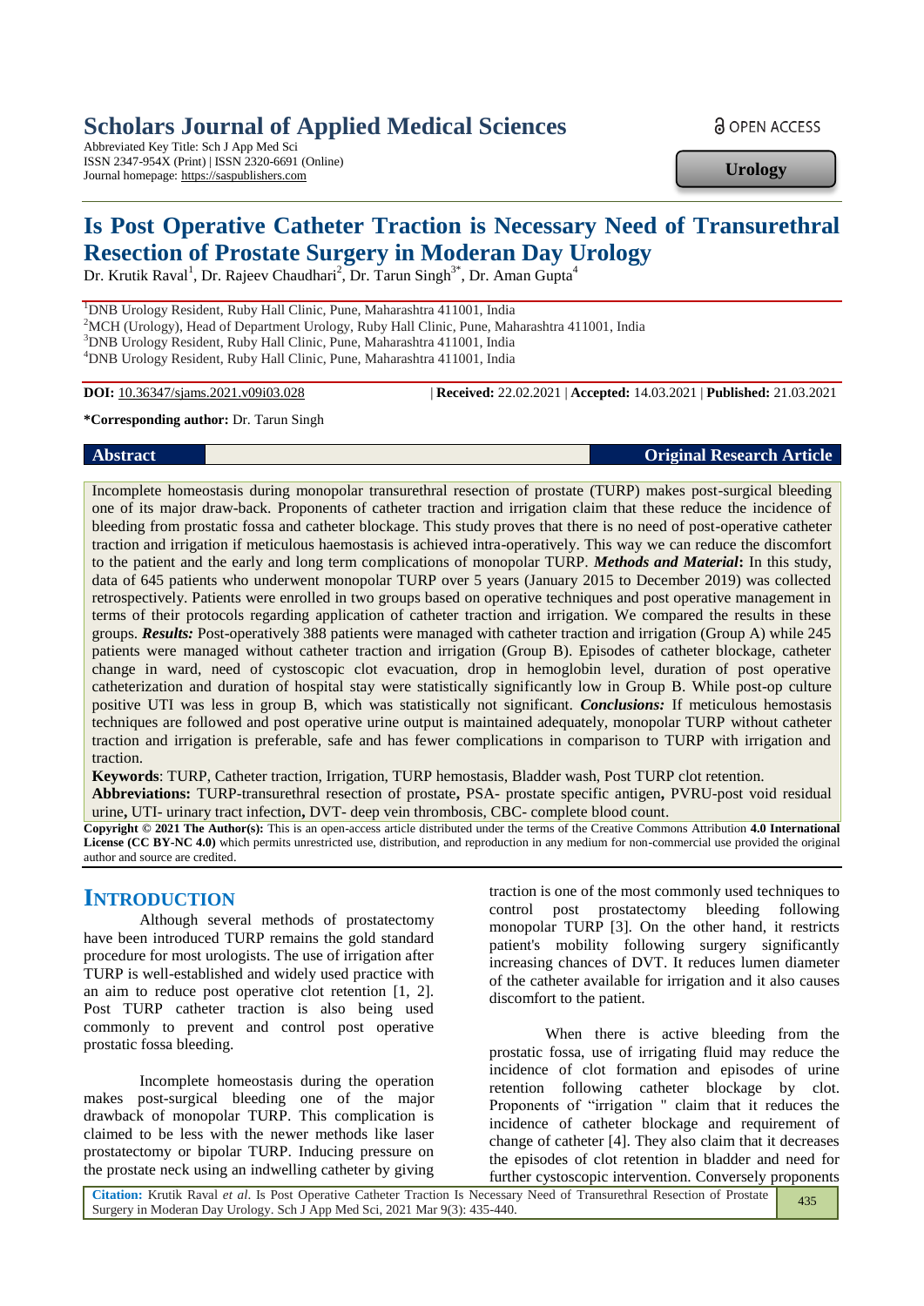# Scholars Journal of Applied Medical Sciences

Abbreviated Key Title: Sch J App Med Sci
ISSN 2347-954X (Print) | ISSN 2320-6691 (Online)
Journal homepage: https://saspublishers.com

OPEN ACCESS

**Urology**

# Is Post Operative Catheter Traction is Necessary Need of Transurethral Resection of Prostate Surgery in Moderan Day Urology

Dr. Krutik Raval[1], Dr. Rajeev Chaudhari[2], Dr. Tarun Singh[3*], Dr. Aman Gupta[4]

[1]DNB Urology Resident, Ruby Hall Clinic, Pune, Maharashtra 411001, India
[2]MCH (Urology), Head of Department Urology, Ruby Hall Clinic, Pune, Maharashtra 411001, India
[3]DNB Urology Resident, Ruby Hall Clinic, Pune, Maharashtra 411001, India
[4]DNB Urology Resident, Ruby Hall Clinic, Pune, Maharashtra 411001, India

**DOI:** 10.36347/sjams.2021.v09i03.028 | **Received:** 22.02.2021 | **Accepted:** 14.03.2021 | **Published:** 21.03.2021

***Corresponding author:** Dr. Tarun Singh

**Abstract** **Original Research Article**

Incomplete homeostasis during monopolar transurethral resection of prostate (TURP) makes post-surgical bleeding one of its major draw-back. Proponents of catheter traction and irrigation claim that these reduce the incidence of bleeding from prostatic fossa and catheter blockage. This study proves that there is no need of post-operative catheter traction and irrigation if meticulous haemostasis is achieved intra-operatively. This way we can reduce the discomfort to the patient and the early and long term complications of monopolar TURP. ***Methods and Material*****:** In this study, data of 645 patients who underwent monopolar TURP over 5 years (January 2015 to December 2019) was collected retrospectively. Patients were enrolled in two groups based on operative techniques and post operative management in terms of their protocols regarding application of catheter traction and irrigation. We compared the results in these groups. ***Results:*** Post-operatively 388 patients were managed with catheter traction and irrigation (Group A) while 245 patients were managed without catheter traction and irrigation (Group B). Episodes of catheter blockage, catheter change in ward, need of cystoscopic clot evacuation, drop in hemoglobin level, duration of post operative catheterization and duration of hospital stay were statistically significantly low in Group B. While post-op culture positive UTI was less in group B, which was statistically not significant. ***Conclusions:*** If meticulous hemostasis techniques are followed and post operative urine output is maintained adequately, monopolar TURP without catheter traction and irrigation is preferable, safe and has fewer complications in comparison to TURP with irrigation and traction.

**Keywords**: TURP, Catheter traction, Irrigation, TURP hemostasis, Bladder wash, Post TURP clot retention.

**Abbreviations:** TURP-transurethral resection of prostate**,** PSA- prostate specific antigen**,** PVRU-post void residual urine**,** UTI- urinary tract infection**,** DVT- deep vein thrombosis**,** CBC- complete blood count.

**Copyright © 2021 The Author(s):** This is an open-access article distributed under the terms of the Creative Commons Attribution **4.0 International License (CC BY-NC 4.0)** which permits unrestricted use, distribution, and reproduction in any medium for non-commercial use provided the original author and source are credited.

## INTRODUCTION

Although several methods of prostatectomy have been introduced TURP remains the gold standard procedure for most urologists. The use of irrigation after TURP is well-established and widely used practice with an aim to reduce post operative clot retention [1, 2]. Post TURP catheter traction is also being used commonly to prevent and control post operative prostatic fossa bleeding.

Incomplete homeostasis during the operation makes post-surgical bleeding one of the major drawback of monopolar TURP. This complication is claimed to be less with the newer methods like laser prostatectomy or bipolar TURP. Inducing pressure on the prostate neck using an indwelling catheter by giving traction is one of the most commonly used techniques to control post prostatectomy bleeding following monopolar TURP [3]. On the other hand, it restricts patient's mobility following surgery significantly increasing chances of DVT. It reduces lumen diameter of the catheter available for irrigation and it also causes discomfort to the patient.

When there is active bleeding from the prostatic fossa, use of irrigating fluid may reduce the incidence of clot formation and episodes of urine retention following catheter blockage by clot. Proponents of "irrigation " claim that it reduces the incidence of catheter blockage and requirement of change of catheter [4]. They also claim that it decreases the episodes of clot retention in bladder and need for further cystoscopic intervention. Conversely proponents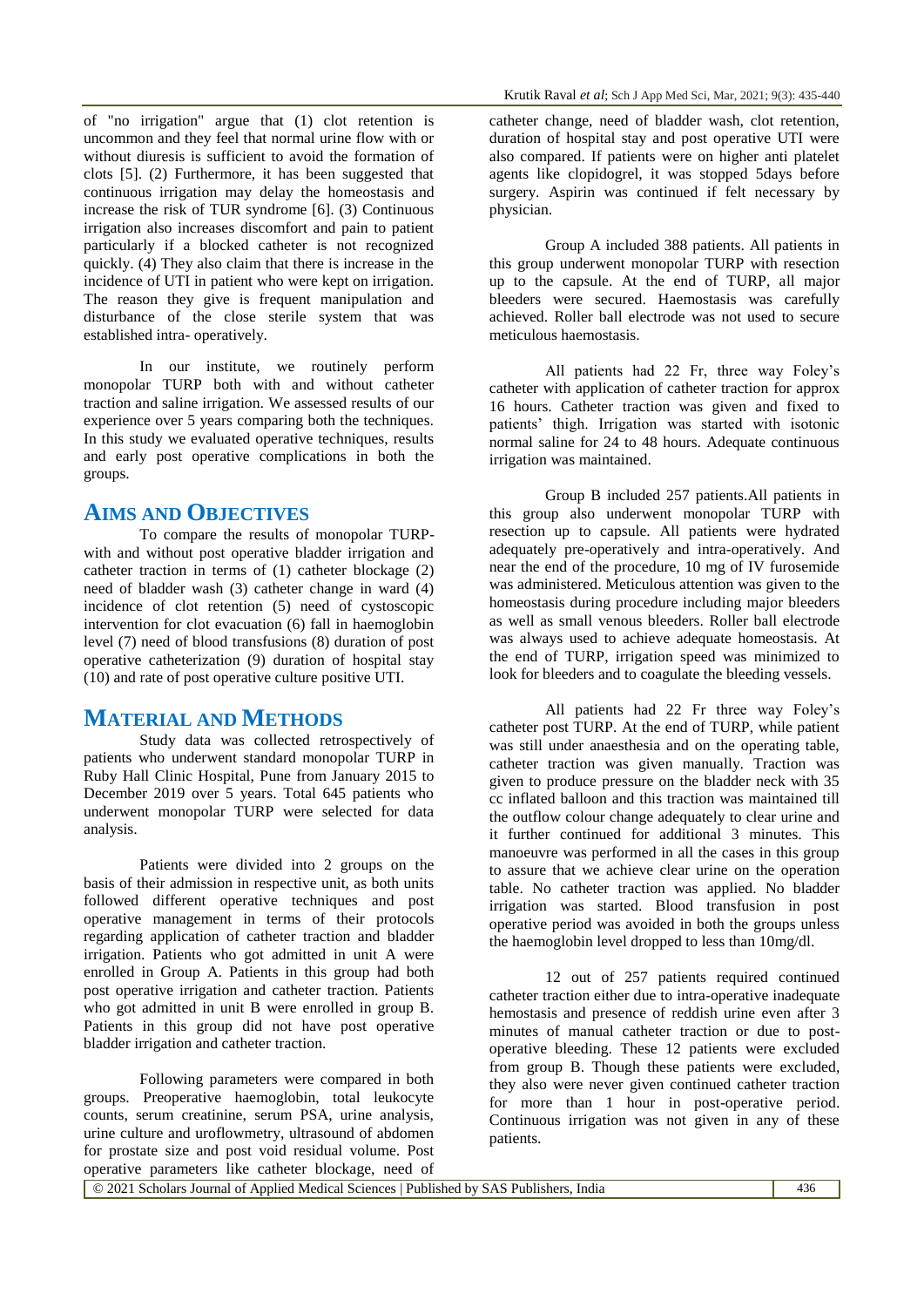of "no irrigation" argue that (1) clot retention is uncommon and they feel that normal urine flow with or without diuresis is sufficient to avoid the formation of clots [5]. (2) Furthermore, it has been suggested that continuous irrigation may delay the homeostasis and increase the risk of TUR syndrome [6]. (3) Continuous irrigation also increases discomfort and pain to patient particularly if a blocked catheter is not recognized quickly. (4) They also claim that there is increase in the incidence of UTI in patient who were kept on irrigation. The reason they give is frequent manipulation and disturbance of the close sterile system that was established intra- operatively.

In our institute, we routinely perform monopolar TURP both with and without catheter traction and saline irrigation. We assessed results of our experience over 5 years comparing both the techniques. In this study we evaluated operative techniques, results and early post operative complications in both the groups.

## AIMS AND OBJECTIVES

To compare the results of monopolar TURP-with and without post operative bladder irrigation and catheter traction in terms of (1) catheter blockage (2) need of bladder wash (3) catheter change in ward (4) incidence of clot retention (5) need of cystoscopic intervention for clot evacuation (6) fall in haemoglobin level (7) need of blood transfusions (8) duration of post operative catheterization (9) duration of hospital stay (10) and rate of post operative culture positive UTI.

## MATERIAL AND METHODS

Study data was collected retrospectively of patients who underwent standard monopolar TURP in Ruby Hall Clinic Hospital, Pune from January 2015 to December 2019 over 5 years. Total 645 patients who underwent monopolar TURP were selected for data analysis.

Patients were divided into 2 groups on the basis of their admission in respective unit, as both units followed different operative techniques and post operative management in terms of their protocols regarding application of catheter traction and bladder irrigation. Patients who got admitted in unit A were enrolled in Group A. Patients in this group had both post operative irrigation and catheter traction. Patients who got admitted in unit B were enrolled in group B. Patients in this group did not have post operative bladder irrigation and catheter traction.

Following parameters were compared in both groups. Preoperative haemoglobin, total leukocyte counts, serum creatinine, serum PSA, urine analysis, urine culture and uroflowmetry, ultrasound of abdomen for prostate size and post void residual volume. Post operative parameters like catheter blockage, need of catheter change, need of bladder wash, clot retention, duration of hospital stay and post operative UTI were also compared. If patients were on higher anti platelet agents like clopidogrel, it was stopped 5days before surgery. Aspirin was continued if felt necessary by physician.

Group A included 388 patients. All patients in this group underwent monopolar TURP with resection up to the capsule. At the end of TURP, all major bleeders were secured. Haemostasis was carefully achieved. Roller ball electrode was not used to secure meticulous haemostasis.

All patients had 22 Fr, three way Foley's catheter with application of catheter traction for approx 16 hours. Catheter traction was given and fixed to patients' thigh. Irrigation was started with isotonic normal saline for 24 to 48 hours. Adequate continuous irrigation was maintained.

Group B included 257 patients.All patients in this group also underwent monopolar TURP with resection up to capsule. All patients were hydrated adequately pre-operatively and intra-operatively. And near the end of the procedure, 10 mg of IV furosemide was administered. Meticulous attention was given to the homeostasis during procedure including major bleeders as well as small venous bleeders. Roller ball electrode was always used to achieve adequate homeostasis. At the end of TURP, irrigation speed was minimized to look for bleeders and to coagulate the bleeding vessels.

All patients had 22 Fr three way Foley's catheter post TURP. At the end of TURP, while patient was still under anaesthesia and on the operating table, catheter traction was given manually. Traction was given to produce pressure on the bladder neck with 35 cc inflated balloon and this traction was maintained till the outflow colour change adequately to clear urine and it further continued for additional 3 minutes. This manoeuvre was performed in all the cases in this group to assure that we achieve clear urine on the operation table. No catheter traction was applied. No bladder irrigation was started. Blood transfusion in post operative period was avoided in both the groups unless the haemoglobin level dropped to less than 10mg/dl.

12 out of 257 patients required continued catheter traction either due to intra-operative inadequate hemostasis and presence of reddish urine even after 3 minutes of manual catheter traction or due to post-operative bleeding. These 12 patients were excluded from group B. Though these patients were excluded, they also were never given continued catheter traction for more than 1 hour in post-operative period. Continuous irrigation was not given in any of these patients.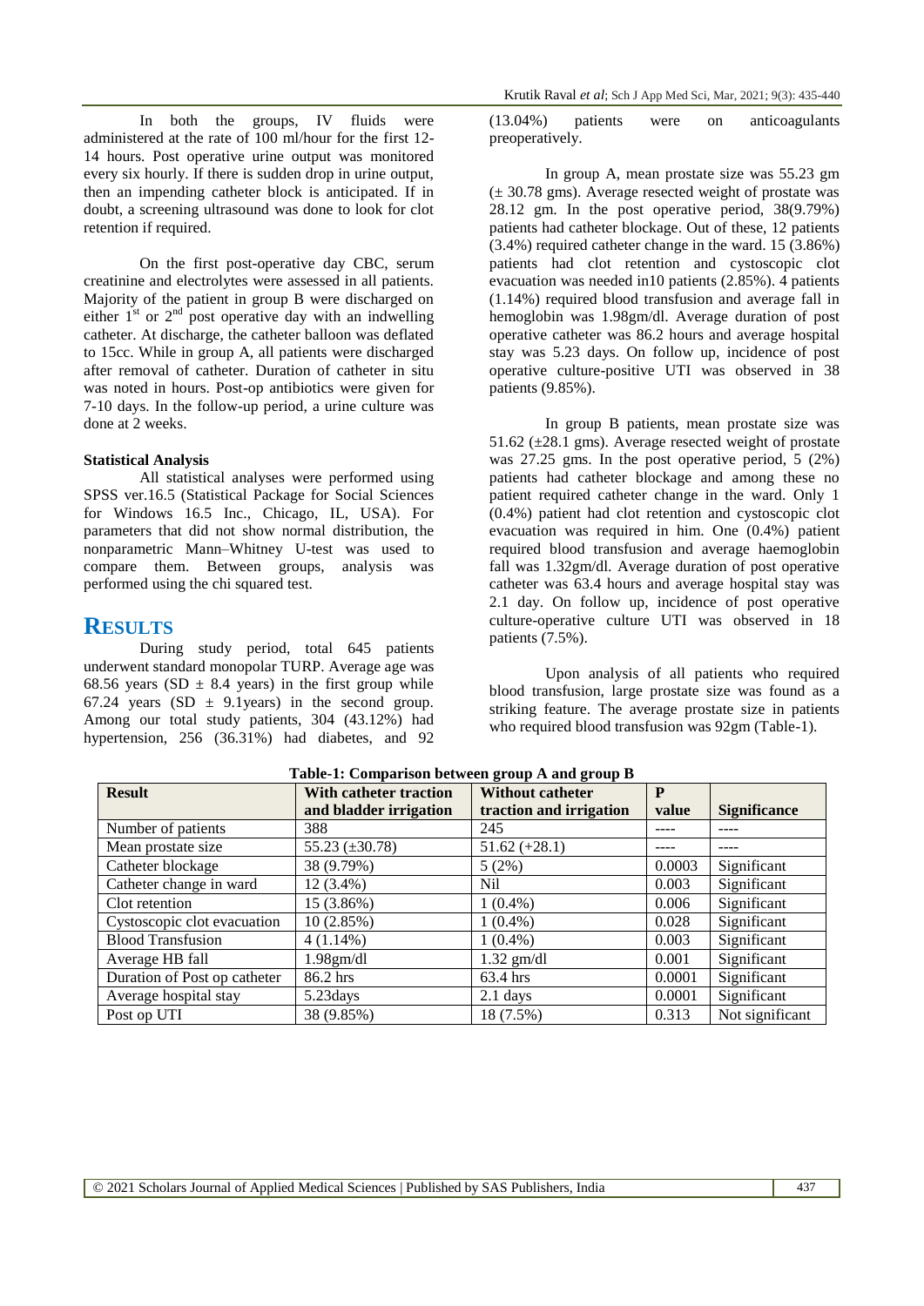In both the groups, IV fluids were administered at the rate of 100 ml/hour for the first 12-14 hours. Post operative urine output was monitored every six hourly. If there is sudden drop in urine output, then an impending catheter block is anticipated. If in doubt, a screening ultrasound was done to look for clot retention if required.

On the first post-operative day CBC, serum creatinine and electrolytes were assessed in all patients. Majority of the patient in group B were discharged on either 1[st] or 2[nd] post operative day with an indwelling catheter. At discharge, the catheter balloon was deflated to 15cc. While in group A, all patients were discharged after removal of catheter. Duration of catheter in situ was noted in hours. Post-op antibiotics were given for 7-10 days. In the follow-up period, a urine culture was done at 2 weeks.

**Statistical Analysis**

All statistical analyses were performed using SPSS ver.16.5 (Statistical Package for Social Sciences for Windows 16.5 Inc., Chicago, IL, USA). For parameters that did not show normal distribution, the nonparametric Mann–Whitney U-test was used to compare them. Between groups, analysis was performed using the chi squared test.

## RESULTS

During study period, total 645 patients underwent standard monopolar TURP. Average age was 68.56 years (SD ± 8.4 years) in the first group while 67.24 years (SD ± 9.1years) in the second group. Among our total study patients, 304 (43.12%) had hypertension, 256 (36.31%) had diabetes, and 92 (13.04%) patients were on anticoagulants preoperatively.

In group A, mean prostate size was 55.23 gm (± 30.78 gms). Average resected weight of prostate was 28.12 gm. In the post operative period, 38(9.79%) patients had catheter blockage. Out of these, 12 patients (3.4%) required catheter change in the ward. 15 (3.86%) patients had clot retention and cystoscopic clot evacuation was needed in10 patients (2.85%). 4 patients (1.14%) required blood transfusion and average fall in hemoglobin was 1.98gm/dl. Average duration of post operative catheter was 86.2 hours and average hospital stay was 5.23 days. On follow up, incidence of post operative culture-positive UTI was observed in 38 patients (9.85%).

In group B patients, mean prostate size was 51.62 (±28.1 gms). Average resected weight of prostate was 27.25 gms. In the post operative period, 5 (2%) patients had catheter blockage and among these no patient required catheter change in the ward. Only 1 (0.4%) patient had clot retention and cystoscopic clot evacuation was required in him. One (0.4%) patient required blood transfusion and average haemoglobin fall was 1.32gm/dl. Average duration of post operative catheter was 63.4 hours and average hospital stay was 2.1 day. On follow up, incidence of post operative culture-operative culture UTI was observed in 18 patients (7.5%).

Upon analysis of all patients who required blood transfusion, large prostate size was found as a striking feature. The average prostate size in patients who required blood transfusion was 92gm (Table-1).

**Table-1: Comparison between group A and group B**

| Result | With catheter traction and bladder irrigation | Without catheter traction and irrigation | P value | Significance |
|---|---|---|---|---|
| Number of patients | 388 | 245 | ---- | ---- |
| Mean prostate size | 55.23 (±30.78) | 51.62 (+28.1) | ---- | ---- |
| Catheter blockage | 38 (9.79%) | 5 (2%) | 0.0003 | Significant |
| Catheter change in ward | 12 (3.4%) | Nil | 0.003 | Significant |
| Clot retention | 15 (3.86%) | 1 (0.4%) | 0.006 | Significant |
| Cystoscopic clot evacuation | 10 (2.85%) | 1 (0.4%) | 0.028 | Significant |
| Blood Transfusion | 4 (1.14%) | 1 (0.4%) | 0.003 | Significant |
| Average HB fall | 1.98gm/dl | 1.32 gm/dl | 0.001 | Significant |
| Duration of Post op catheter | 86.2 hrs | 63.4 hrs | 0.0001 | Significant |
| Average hospital stay | 5.23days | 2.1 days | 0.0001 | Significant |
| Post op UTI | 38 (9.85%) | 18 (7.5%) | 0.313 | Not significant |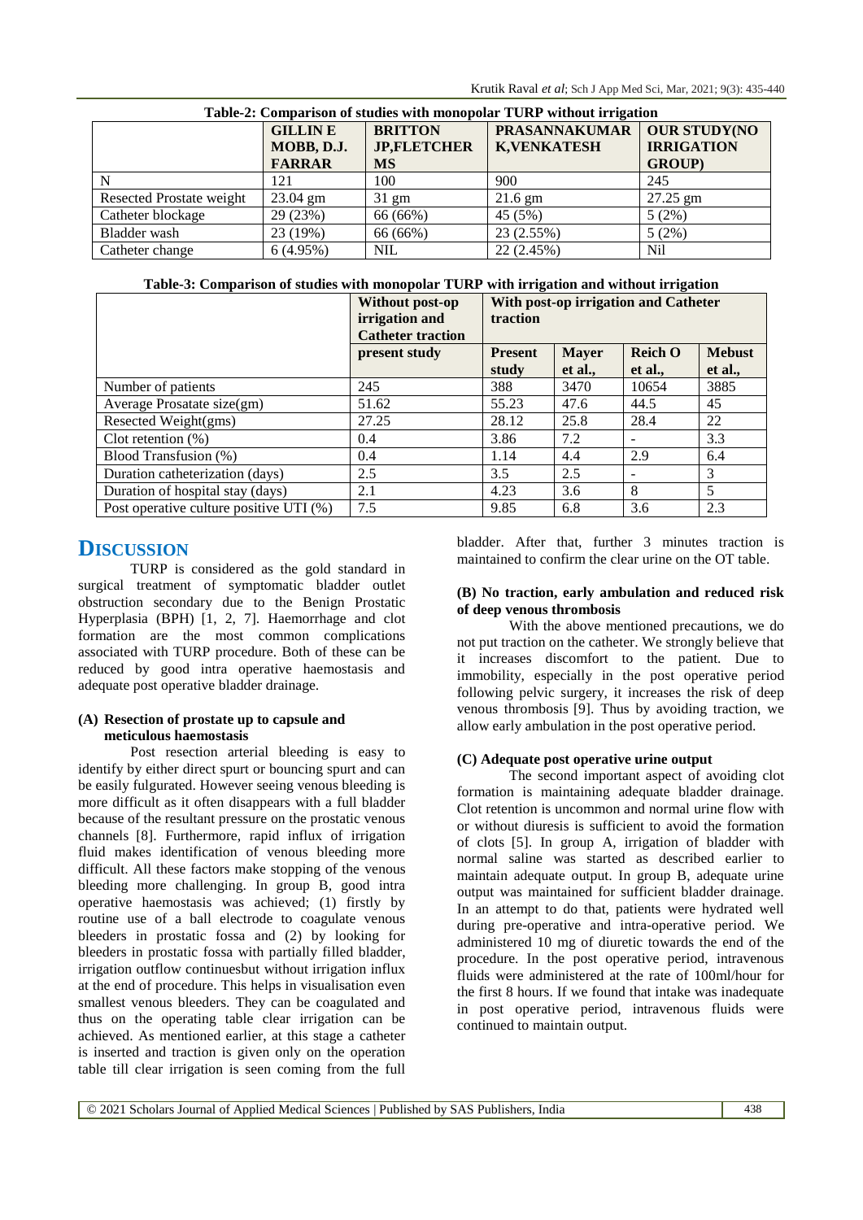**Table-2: Comparison of studies with monopolar TURP without irrigation**

| | GILLIN E MOBB, D.J. FARRAR | BRITTON JP,FLETCHER MS | PRASANNAKUMAR K,VENKATESH | OUR STUDY(NO IRRIGATION GROUP) |
|---|---|---|---|---|
| N | 121 | 100 | 900 | 245 |
| Resected Prostate weight | 23.04 gm | 31 gm | 21.6 gm | 27.25 gm |
| Catheter blockage | 29 (23%) | 66 (66%) | 45 (5%) | 5 (2%) |
| Bladder wash | 23 (19%) | 66 (66%) | 23 (2.55%) | 5 (2%) |
| Catheter change | 6 (4.95%) | NIL | 22 (2.45%) | Nil |

**Table-3: Comparison of studies with monopolar TURP with irrigation and without irrigation**

| | Without post-op irrigation and Catheter traction | With post-op irrigation and Catheter traction | | | |
|---|---|---|---|---|---|
| | present study | Present study | Mayer et al., | Reich O et al., | Mebust et al., |
| Number of patients | 245 | 388 | 3470 | 10654 | 3885 |
| Average Prosatate size(gm) | 51.62 | 55.23 | 47.6 | 44.5 | 45 |
| Resected Weight(gms) | 27.25 | 28.12 | 25.8 | 28.4 | 22 |
| Clot retention (%) | 0.4 | 3.86 | 7.2 | - | 3.3 |
| Blood Transfusion (%) | 0.4 | 1.14 | 4.4 | 2.9 | 6.4 |
| Duration catheterization (days) | 2.5 | 3.5 | 2.5 | - | 3 |
| Duration of hospital stay (days) | 2.1 | 4.23 | 3.6 | 8 | 5 |
| Post operative culture positive UTI (%) | 7.5 | 9.85 | 6.8 | 3.6 | 2.3 |

# DISCUSSION

TURP is considered as the gold standard in surgical treatment of symptomatic bladder outlet obstruction secondary due to the Benign Prostatic Hyperplasia (BPH) [1, 2, 7]. Haemorrhage and clot formation are the most common complications associated with TURP procedure. Both of these can be reduced by good intra operative haemostasis and adequate post operative bladder drainage.

**(A) Resection of prostate up to capsule and meticulous haemostasis**

Post resection arterial bleeding is easy to identify by either direct spurt or bouncing spurt and can be easily fulgurated. However seeing venous bleeding is more difficult as it often disappears with a full bladder because of the resultant pressure on the prostatic venous channels [8]. Furthermore, rapid influx of irrigation fluid makes identification of venous bleeding more difficult. All these factors make stopping of the venous bleeding more challenging. In group B, good intra operative haemostasis was achieved; (1) firstly by routine use of a ball electrode to coagulate venous bleeders in prostatic fossa and (2) by looking for bleeders in prostatic fossa with partially filled bladder, irrigation outflow continuesbut without irrigation influx at the end of procedure. This helps in visualisation even smallest venous bleeders. They can be coagulated and thus on the operating table clear irrigation can be achieved. As mentioned earlier, at this stage a catheter is inserted and traction is given only on the operation table till clear irrigation is seen coming from the full bladder. After that, further 3 minutes traction is maintained to confirm the clear urine on the OT table.

**(B) No traction, early ambulation and reduced risk of deep venous thrombosis**

With the above mentioned precautions, we do not put traction on the catheter. We strongly believe that it increases discomfort to the patient. Due to immobility, especially in the post operative period following pelvic surgery, it increases the risk of deep venous thrombosis [9]. Thus by avoiding traction, we allow early ambulation in the post operative period.

**(C) Adequate post operative urine output**

The second important aspect of avoiding clot formation is maintaining adequate bladder drainage. Clot retention is uncommon and normal urine flow with or without diuresis is sufficient to avoid the formation of clots [5]. In group A, irrigation of bladder with normal saline was started as described earlier to maintain adequate output. In group B, adequate urine output was maintained for sufficient bladder drainage. In an attempt to do that, patients were hydrated well during pre-operative and intra-operative period. We administered 10 mg of diuretic towards the end of the procedure. In the post operative period, intravenous fluids were administered at the rate of 100ml/hour for the first 8 hours. If we found that intake was inadequate in post operative period, intravenous fluids were continued to maintain output.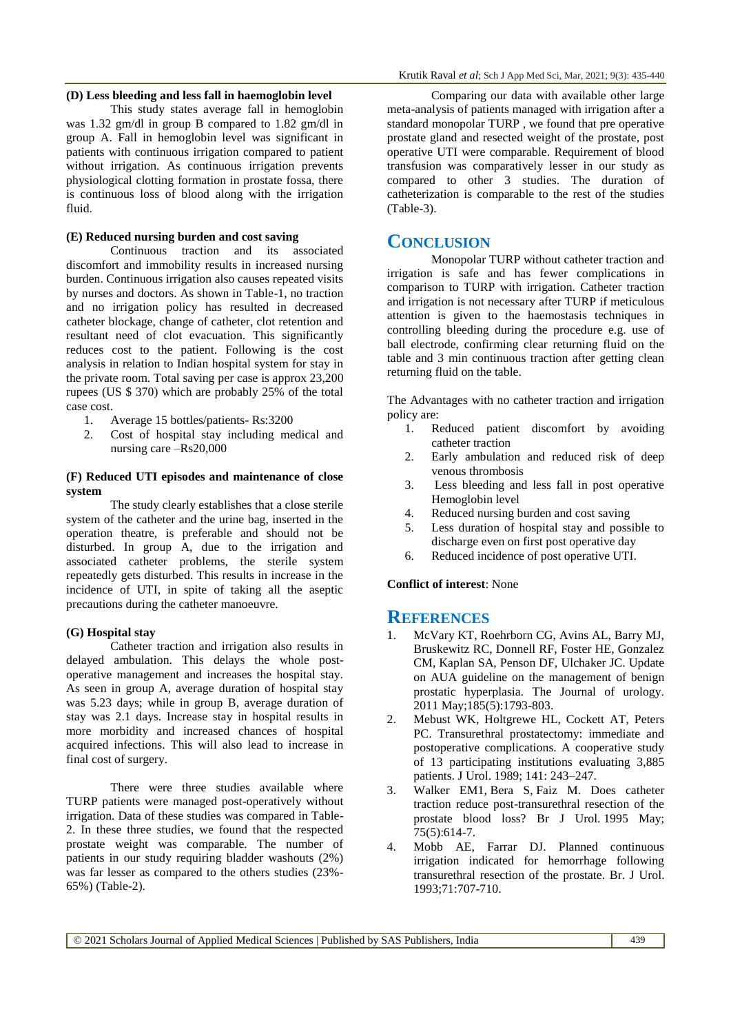#### (D) Less bleeding and less fall in haemoglobin level

This study states average fall in hemoglobin was 1.32 gm/dl in group B compared to 1.82 gm/dl in group A. Fall in hemoglobin level was significant in patients with continuous irrigation compared to patient without irrigation. As continuous irrigation prevents physiological clotting formation in prostate fossa, there is continuous loss of blood along with the irrigation fluid.

#### (E) Reduced nursing burden and cost saving

Continuous traction and its associated discomfort and immobility results in increased nursing burden. Continuous irrigation also causes repeated visits by nurses and doctors. As shown in Table-1, no traction and no irrigation policy has resulted in decreased catheter blockage, change of catheter, clot retention and resultant need of clot evacuation. This significantly reduces cost to the patient. Following is the cost analysis in relation to Indian hospital system for stay in the private room. Total saving per case is approx 23,200 rupees (US $ 370) which are probably 25% of the total case cost.

1. Average 15 bottles/patients- Rs:3200
2. Cost of hospital stay including medical and nursing care –Rs20,000

#### (F) Reduced UTI episodes and maintenance of close system

The study clearly establishes that a close sterile system of the catheter and the urine bag, inserted in the operation theatre, is preferable and should not be disturbed. In group A, due to the irrigation and associated catheter problems, the sterile system repeatedly gets disturbed. This results in increase in the incidence of UTI, in spite of taking all the aseptic precautions during the catheter manoeuvre.

#### (G) Hospital stay

Catheter traction and irrigation also results in delayed ambulation. This delays the whole post-operative management and increases the hospital stay. As seen in group A, average duration of hospital stay was 5.23 days; while in group B, average duration of stay was 2.1 days. Increase stay in hospital results in more morbidity and increased chances of hospital acquired infections. This will also lead to increase in final cost of surgery.

There were three studies available where TURP patients were managed post-operatively without irrigation. Data of these studies was compared in Table-2. In these three studies, we found that the respected prostate weight was comparable. The number of patients in our study requiring bladder washouts (2%) was far lesser as compared to the others studies (23%-65%) (Table-2).

Comparing our data with available other large meta-analysis of patients managed with irrigation after a standard monopolar TURP , we found that pre operative prostate gland and resected weight of the prostate, post operative UTI were comparable. Requirement of blood transfusion was comparatively lesser in our study as compared to other 3 studies. The duration of catheterization is comparable to the rest of the studies (Table-3).

## CONCLUSION

Monopolar TURP without catheter traction and irrigation is safe and has fewer complications in comparison to TURP with irrigation. Catheter traction and irrigation is not necessary after TURP if meticulous attention is given to the haemostasis techniques in controlling bleeding during the procedure e.g. use of ball electrode, confirming clear returning fluid on the table and 3 min continuous traction after getting clean returning fluid on the table.

The Advantages with no catheter traction and irrigation policy are:

1. Reduced patient discomfort by avoiding catheter traction
2. Early ambulation and reduced risk of deep venous thrombosis
3. Less bleeding and less fall in post operative Hemoglobin level
4. Reduced nursing burden and cost saving
5. Less duration of hospital stay and possible to discharge even on first post operative day
6. Reduced incidence of post operative UTI.

**Conflict of interest**: None

## REFERENCES

1. McVary KT, Roehrborn CG, Avins AL, Barry MJ, Bruskewitz RC, Donnell RF, Foster HE, Gonzalez CM, Kaplan SA, Penson DF, Ulchaker JC. Update on AUA guideline on the management of benign prostatic hyperplasia. The Journal of urology. 2011 May;185(5):1793-803.
2. Mebust WK, Holtgrewe HL, Cockett AT, Peters PC. Transurethral prostatectomy: immediate and postoperative complications. A cooperative study of 13 participating institutions evaluating 3,885 patients. J Urol. 1989; 141: 243–247.
3. Walker EM1, Bera S, Faiz M. Does catheter traction reduce post-transurethral resection of the prostate blood loss? Br J Urol. 1995 May; 75(5):614-7.
4. Mobb AE, Farrar DJ. Planned continuous irrigation indicated for hemorrhage following transurethral resection of the prostate. Br. J Urol. 1993;71:707-710.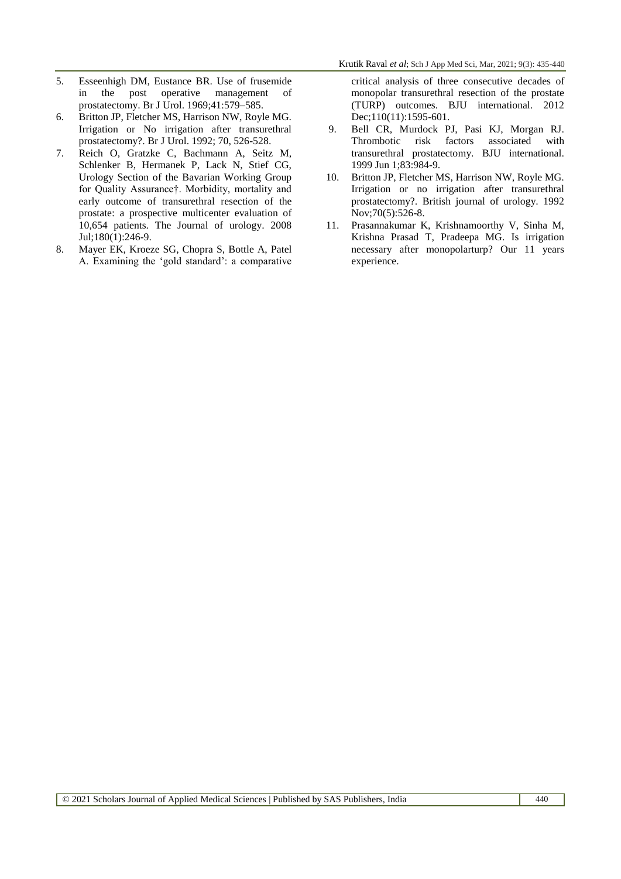5. Esseenhigh DM, Eustance BR. Use of frusemide in the post operative management of prostatectomy. Br J Urol. 1969;41:579–585.
6. Britton JP, Fletcher MS, Harrison NW, Royle MG. Irrigation or No irrigation after transurethral prostatectomy?. Br J Urol. 1992; 70, 526-528.
7. Reich O, Gratzke C, Bachmann A, Seitz M, Schlenker B, Hermanek P, Lack N, Stief CG, Urology Section of the Bavarian Working Group for Quality Assurance†. Morbidity, mortality and early outcome of transurethral resection of the prostate: a prospective multicenter evaluation of 10,654 patients. The Journal of urology. 2008 Jul;180(1):246-9.
8. Mayer EK, Kroeze SG, Chopra S, Bottle A, Patel A. Examining the 'gold standard': a comparative critical analysis of three consecutive decades of monopolar transurethral resection of the prostate (TURP) outcomes. BJU international. 2012 Dec;110(11):1595-601.
9. Bell CR, Murdock PJ, Pasi KJ, Morgan RJ. Thrombotic risk factors associated with transurethral prostatectomy. BJU international. 1999 Jun 1;83:984-9.
10. Britton JP, Fletcher MS, Harrison NW, Royle MG. Irrigation or no irrigation after transurethral prostatectomy?. British journal of urology. 1992 Nov;70(5):526-8.
11. Prasannakumar K, Krishnamoorthy V, Sinha M, Krishna Prasad T, Pradeepa MG. Is irrigation necessary after monopolarturp? Our 11 years experience.